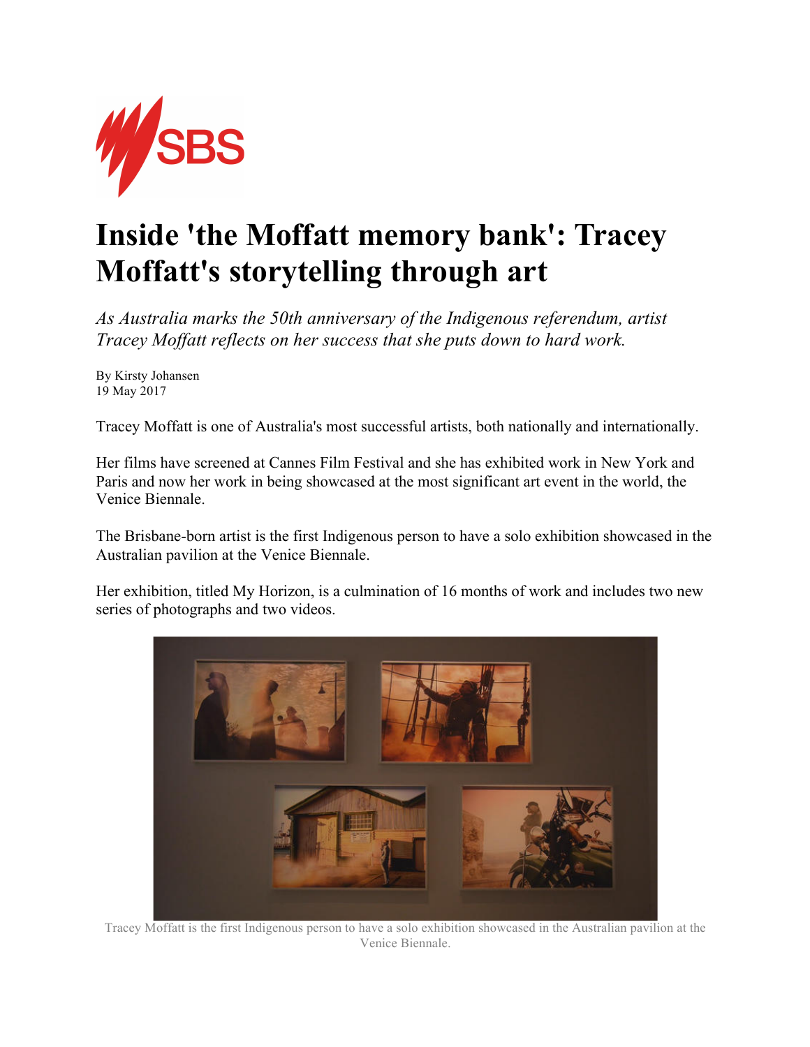# Inside 'the Moffatt memory bank': Tracey Moffatt's storytelling through art

*As Australia marks the 50th anniversary of the Indigenous referendum, artist Tracey Moffatt reflects on her success that she puts down to hard work.*

By Kirsty Johansen
19 May 2017

Tracey Moffatt is one of Australia's most successful artists, both nationally and internationally.

Her films have screened at Cannes Film Festival and she has exhibited work in New York and Paris and now her work in being showcased at the most significant art event in the world, the Venice Biennale.

The Brisbane-born artist is the first Indigenous person to have a solo exhibition showcased in the Australian pavilion at the Venice Biennale.

Her exhibition, titled My Horizon, is a culmination of 16 months of work and includes two new series of photographs and two videos.

Tracey Moffatt is the first Indigenous person to have a solo exhibition showcased in the Australian pavilion at the Venice Biennale.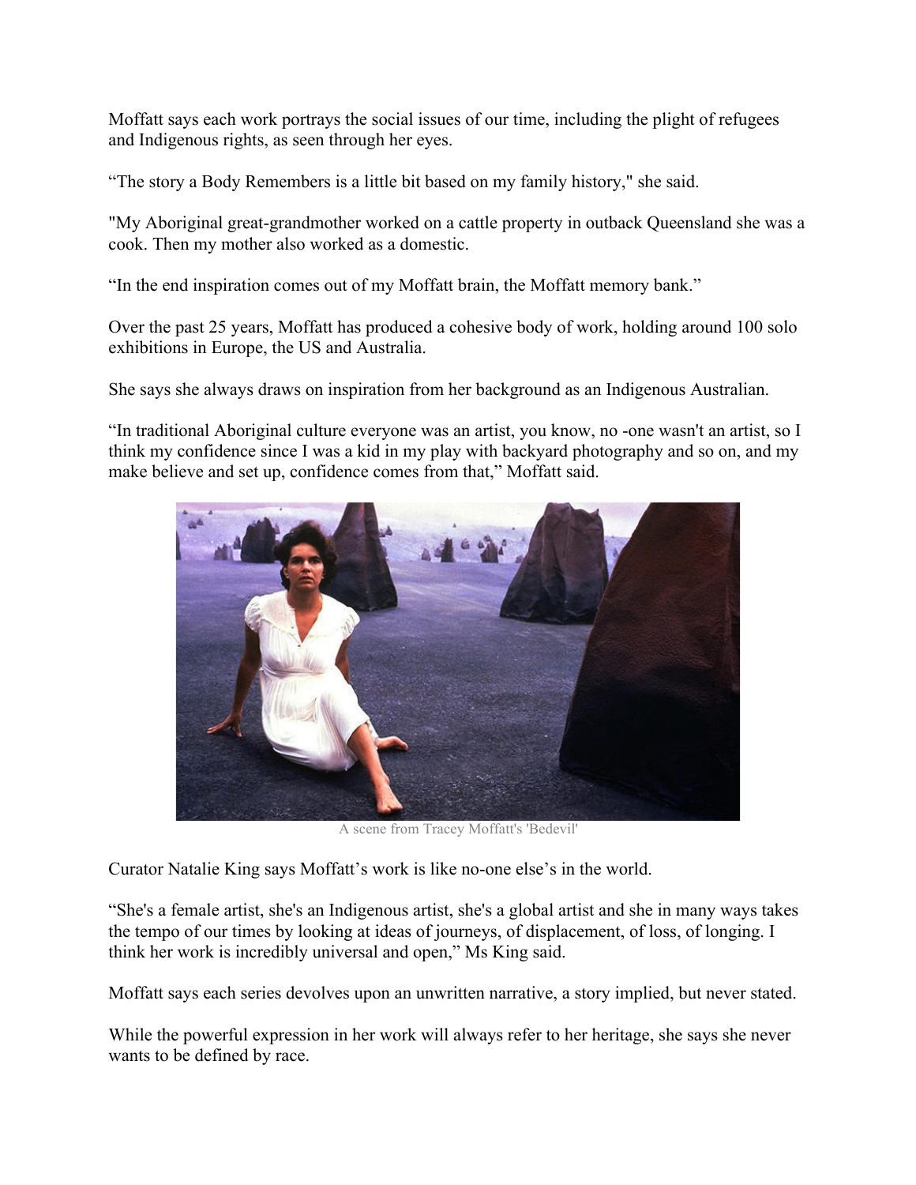Moffatt says each work portrays the social issues of our time, including the plight of refugees and Indigenous rights, as seen through her eyes.

"The story a Body Remembers is a little bit based on my family history," she said.

"My Aboriginal great-grandmother worked on a cattle property in outback Queensland she was a cook. Then my mother also worked as a domestic.

"In the end inspiration comes out of my Moffatt brain, the Moffatt memory bank."

Over the past 25 years, Moffatt has produced a cohesive body of work, holding around 100 solo exhibitions in Europe, the US and Australia.

She says she always draws on inspiration from her background as an Indigenous Australian.

"In traditional Aboriginal culture everyone was an artist, you know, no -one wasn't an artist, so I think my confidence since I was a kid in my play with backyard photography and so on, and my make believe and set up, confidence comes from that," Moffatt said.

A scene from Tracey Moffatt's 'Bedevil'

Curator Natalie King says Moffatt's work is like no-one else's in the world.

"She's a female artist, she's an Indigenous artist, she's a global artist and she in many ways takes the tempo of our times by looking at ideas of journeys, of displacement, of loss, of longing. I think her work is incredibly universal and open," Ms King said.

Moffatt says each series devolves upon an unwritten narrative, a story implied, but never stated.

While the powerful expression in her work will always refer to her heritage, she says she never wants to be defined by race.